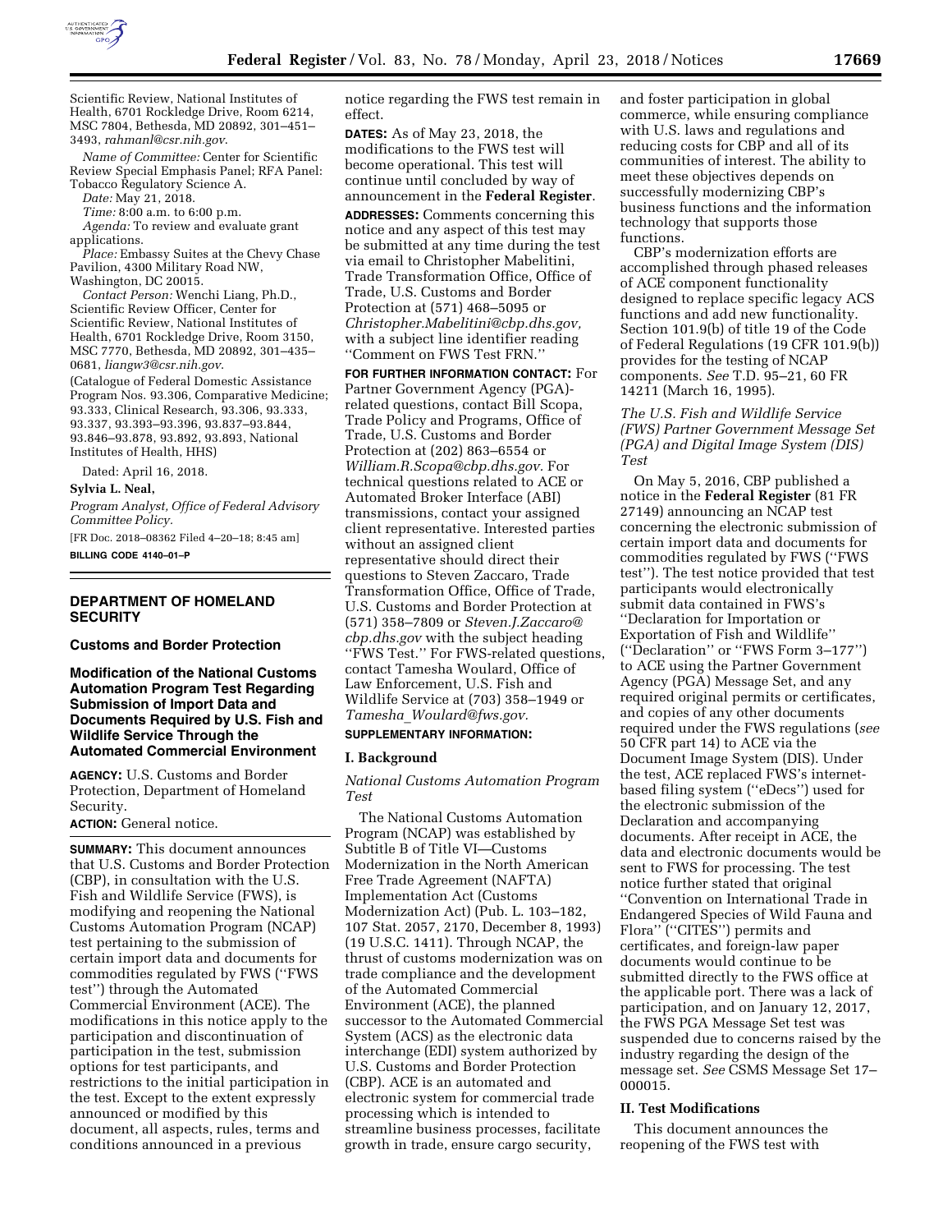Scientific Review, National Institutes of Health, 6701 Rockledge Drive, Room 6214, MSC 7804, Bethesda, MD 20892, 301–451–3493, *rahmanl@csr.nih.gov*.

*Name of Committee:* Center for Scientific Review Special Emphasis Panel; RFA Panel: Tobacco Regulatory Science A.

*Date:* May 21, 2018.

*Time:* 8:00 a.m. to 6:00 p.m.

*Agenda:* To review and evaluate grant applications.

*Place:* Embassy Suites at the Chevy Chase Pavilion, 4300 Military Road NW, Washington, DC 20015.

*Contact Person:* Wenchi Liang, Ph.D., Scientific Review Officer, Center for Scientific Review, National Institutes of Health, 6701 Rockledge Drive, Room 3150, MSC 7770, Bethesda, MD 20892, 301–435–0681, *liangw3@csr.nih.gov*.

(Catalogue of Federal Domestic Assistance Program Nos. 93.306, Comparative Medicine; 93.333, Clinical Research, 93.306, 93.333, 93.337, 93.393–93.396, 93.837–93.844, 93.846–93.878, 93.892, 93.893, National Institutes of Health, HHS)

Dated: April 16, 2018.

**Sylvia L. Neal,**

*Program Analyst, Office of Federal Advisory Committee Policy.*

[FR Doc. 2018–08362 Filed 4–20–18; 8:45 am]

**BILLING CODE 4140–01–P**

## DEPARTMENT OF HOMELAND SECURITY

### Customs and Border Protection

### Modification of the National Customs Automation Program Test Regarding Submission of Import Data and Documents Required by U.S. Fish and Wildlife Service Through the Automated Commercial Environment

**AGENCY:** U.S. Customs and Border Protection, Department of Homeland Security.

**ACTION:** General notice.

**SUMMARY:** This document announces that U.S. Customs and Border Protection (CBP), in consultation with the U.S. Fish and Wildlife Service (FWS), is modifying and reopening the National Customs Automation Program (NCAP) test pertaining to the submission of certain import data and documents for commodities regulated by FWS (''FWS test'') through the Automated Commercial Environment (ACE). The modifications in this notice apply to the participation and discontinuation of participation in the test, submission options for test participants, and restrictions to the initial participation in the test. Except to the extent expressly announced or modified by this document, all aspects, rules, terms and conditions announced in a previous notice regarding the FWS test remain in effect.

**DATES:** As of May 23, 2018, the modifications to the FWS test will become operational. This test will continue until concluded by way of announcement in the **Federal Register**.

**ADDRESSES:** Comments concerning this notice and any aspect of this test may be submitted at any time during the test via email to Christopher Mabelitini, Trade Transformation Office, Office of Trade, U.S. Customs and Border Protection at (571) 468–5095 or *Christopher.Mabelitini@cbp.dhs.gov,* with a subject line identifier reading ''Comment on FWS Test FRN.''

**FOR FURTHER INFORMATION CONTACT:** For Partner Government Agency (PGA)-related questions, contact Bill Scopa, Trade Policy and Programs, Office of Trade, U.S. Customs and Border Protection at (202) 863–6554 or *William.R.Scopa@cbp.dhs.gov*. For technical questions related to ACE or Automated Broker Interface (ABI) transmissions, contact your assigned client representative. Interested parties without an assigned client representative should direct their questions to Steven Zaccaro, Trade Transformation Office, Office of Trade, U.S. Customs and Border Protection at (571) 358–7809 or *Steven.J.Zaccaro@cbp.dhs.gov* with the subject heading ''FWS Test.'' For FWS-related questions, contact Tamesha Woulard, Office of Law Enforcement, U.S. Fish and Wildlife Service at (703) 358–1949 or *Tamesha_Woulard@fws.gov.*

**SUPPLEMENTARY INFORMATION:**

#### I. Background

*National Customs Automation Program Test*

The National Customs Automation Program (NCAP) was established by Subtitle B of Title VI—Customs Modernization in the North American Free Trade Agreement (NAFTA) Implementation Act (Customs Modernization Act) (Pub. L. 103–182, 107 Stat. 2057, 2170, December 8, 1993) (19 U.S.C. 1411). Through NCAP, the thrust of customs modernization was on trade compliance and the development of the Automated Commercial Environment (ACE), the planned successor to the Automated Commercial System (ACS) as the electronic data interchange (EDI) system authorized by U.S. Customs and Border Protection (CBP). ACE is an automated and electronic system for commercial trade processing which is intended to streamline business processes, facilitate growth in trade, ensure cargo security, and foster participation in global commerce, while ensuring compliance with U.S. laws and regulations and reducing costs for CBP and all of its communities of interest. The ability to meet these objectives depends on successfully modernizing CBP's business functions and the information technology that supports those functions.

CBP's modernization efforts are accomplished through phased releases of ACE component functionality designed to replace specific legacy ACS functions and add new functionality. Section 101.9(b) of title 19 of the Code of Federal Regulations (19 CFR 101.9(b)) provides for the testing of NCAP components. *See* T.D. 95–21, 60 FR 14211 (March 16, 1995).

*The U.S. Fish and Wildlife Service (FWS) Partner Government Message Set (PGA) and Digital Image System (DIS) Test*

On May 5, 2016, CBP published a notice in the **Federal Register** (81 FR 27149) announcing an NCAP test concerning the electronic submission of certain import data and documents for commodities regulated by FWS (''FWS test''). The test notice provided that test participants would electronically submit data contained in FWS's ''Declaration for Importation or Exportation of Fish and Wildlife'' (''Declaration'' or ''FWS Form 3–177'') to ACE using the Partner Government Agency (PGA) Message Set, and any required original permits or certificates, and copies of any other documents required under the FWS regulations (*see* 50 CFR part 14) to ACE via the Document Image System (DIS). Under the test, ACE replaced FWS's internet-based filing system (''eDecs'') used for the electronic submission of the Declaration and accompanying documents. After receipt in ACE, the data and electronic documents would be sent to FWS for processing. The test notice further stated that original ''Convention on International Trade in Endangered Species of Wild Fauna and Flora'' (''CITES'') permits and certificates, and foreign-law paper documents would continue to be submitted directly to the FWS office at the applicable port. There was a lack of participation, and on January 12, 2017, the FWS PGA Message Set test was suspended due to concerns raised by the industry regarding the design of the message set. *See* CSMS Message Set 17–000015.

#### II. Test Modifications

This document announces the reopening of the FWS test with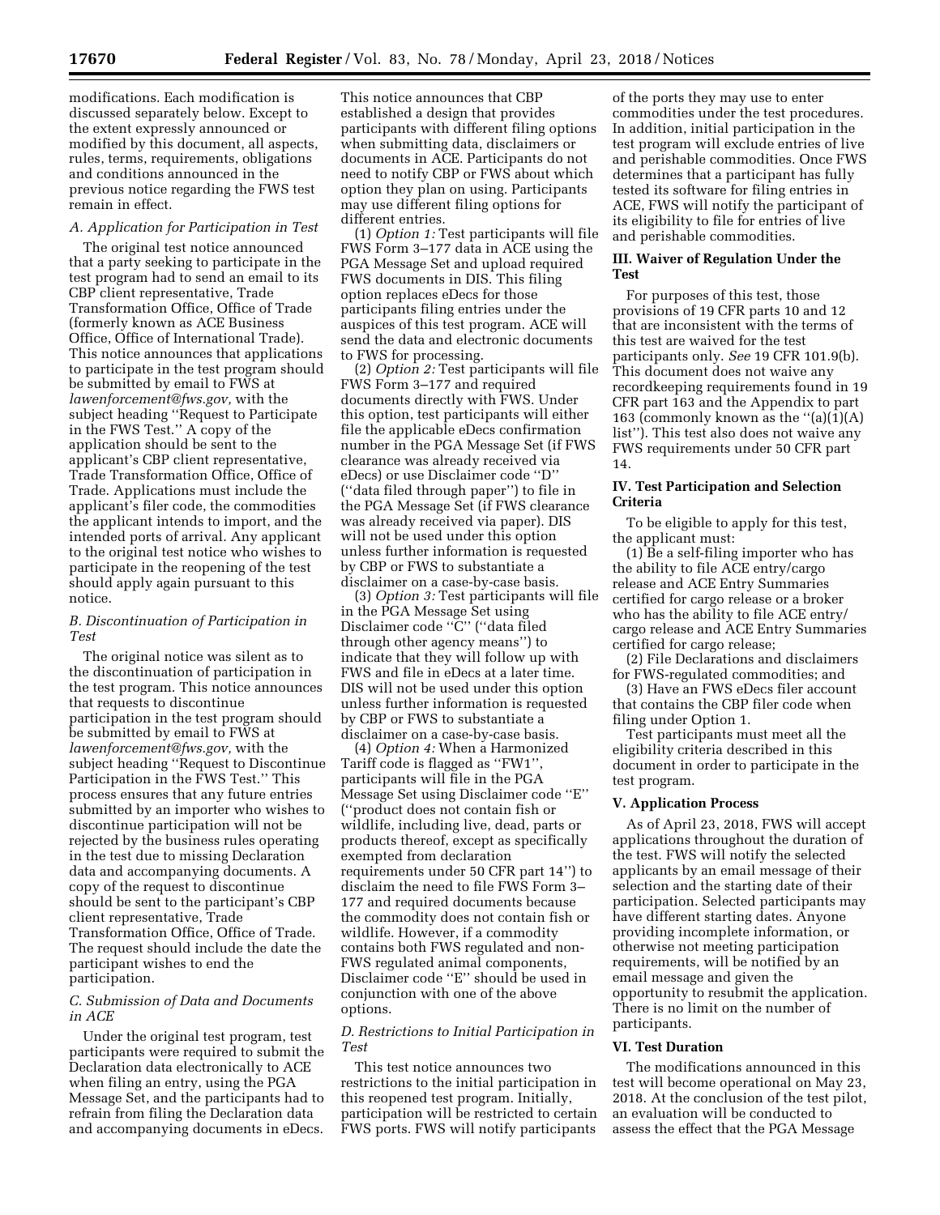modifications. Each modification is discussed separately below. Except to the extent expressly announced or modified by this document, all aspects, rules, terms, requirements, obligations and conditions announced in the previous notice regarding the FWS test remain in effect.

### A. Application for Participation in Test

The original test notice announced that a party seeking to participate in the test program had to send an email to its CBP client representative, Trade Transformation Office, Office of Trade (formerly known as ACE Business Office, Office of International Trade). This notice announces that applications to participate in the test program should be submitted by email to FWS at *lawenforcement@fws.gov,* with the subject heading ''Request to Participate in the FWS Test.'' A copy of the application should be sent to the applicant's CBP client representative, Trade Transformation Office, Office of Trade. Applications must include the applicant's filer code, the commodities the applicant intends to import, and the intended ports of arrival. Any applicant to the original test notice who wishes to participate in the reopening of the test should apply again pursuant to this notice.

### B. Discontinuation of Participation in Test

The original notice was silent as to the discontinuation of participation in the test program. This notice announces that requests to discontinue participation in the test program should be submitted by email to FWS at *lawenforcement@fws.gov,* with the subject heading ''Request to Discontinue Participation in the FWS Test.'' This process ensures that any future entries submitted by an importer who wishes to discontinue participation will not be rejected by the business rules operating in the test due to missing Declaration data and accompanying documents. A copy of the request to discontinue should be sent to the participant's CBP client representative, Trade Transformation Office, Office of Trade. The request should include the date the participant wishes to end the participation.

### C. Submission of Data and Documents in ACE

Under the original test program, test participants were required to submit the Declaration data electronically to ACE when filing an entry, using the PGA Message Set, and the participants had to refrain from filing the Declaration data and accompanying documents in eDecs. This notice announces that CBP established a design that provides participants with different filing options when submitting data, disclaimers or documents in ACE. Participants do not need to notify CBP or FWS about which option they plan on using. Participants may use different filing options for different entries.

(1) *Option 1:* Test participants will file FWS Form 3–177 data in ACE using the PGA Message Set and upload required FWS documents in DIS. This filing option replaces eDecs for those participants filing entries under the auspices of this test program. ACE will send the data and electronic documents to FWS for processing.

(2) *Option 2:* Test participants will file FWS Form 3–177 and required documents directly with FWS. Under this option, test participants will either file the applicable eDecs confirmation number in the PGA Message Set (if FWS clearance was already received via eDecs) or use Disclaimer code ''D'' (''data filed through paper'') to file in the PGA Message Set (if FWS clearance was already received via paper). DIS will not be used under this option unless further information is requested by CBP or FWS to substantiate a disclaimer on a case-by-case basis.

(3) *Option 3:* Test participants will file in the PGA Message Set using Disclaimer code ''C'' (''data filed through other agency means'') to indicate that they will follow up with FWS and file in eDecs at a later time. DIS will not be used under this option unless further information is requested by CBP or FWS to substantiate a disclaimer on a case-by-case basis.

(4) *Option 4:* When a Harmonized Tariff code is flagged as ''FW1'', participants will file in the PGA Message Set using Disclaimer code ''E'' (''product does not contain fish or wildlife, including live, dead, parts or products thereof, except as specifically exempted from declaration requirements under 50 CFR part 14'') to disclaim the need to file FWS Form 3–177 and required documents because the commodity does not contain fish or wildlife. However, if a commodity contains both FWS regulated and non-FWS regulated animal components, Disclaimer code ''E'' should be used in conjunction with one of the above options.

### D. Restrictions to Initial Participation in Test

This test notice announces two restrictions to the initial participation in this reopened test program. Initially, participation will be restricted to certain FWS ports. FWS will notify participants of the ports they may use to enter commodities under the test procedures. In addition, initial participation in the test program will exclude entries of live and perishable commodities. Once FWS determines that a participant has fully tested its software for filing entries in ACE, FWS will notify the participant of its eligibility to file for entries of live and perishable commodities.

## III. Waiver of Regulation Under the Test

For purposes of this test, those provisions of 19 CFR parts 10 and 12 that are inconsistent with the terms of this test are waived for the test participants only. *See* 19 CFR 101.9(b). This document does not waive any recordkeeping requirements found in 19 CFR part 163 and the Appendix to part 163 (commonly known as the ''(a)(1)(A) list''). This test also does not waive any FWS requirements under 50 CFR part 14.

## IV. Test Participation and Selection Criteria

To be eligible to apply for this test, the applicant must:

(1) Be a self-filing importer who has the ability to file ACE entry/cargo release and ACE Entry Summaries certified for cargo release or a broker who has the ability to file ACE entry/cargo release and ACE Entry Summaries certified for cargo release;

(2) File Declarations and disclaimers for FWS-regulated commodities; and

(3) Have an FWS eDecs filer account that contains the CBP filer code when filing under Option 1.

Test participants must meet all the eligibility criteria described in this document in order to participate in the test program.

## V. Application Process

As of April 23, 2018, FWS will accept applications throughout the duration of the test. FWS will notify the selected applicants by an email message of their selection and the starting date of their participation. Selected participants may have different starting dates. Anyone providing incomplete information, or otherwise not meeting participation requirements, will be notified by an email message and given the opportunity to resubmit the application. There is no limit on the number of participants.

## VI. Test Duration

The modifications announced in this test will become operational on May 23, 2018. At the conclusion of the test pilot, an evaluation will be conducted to assess the effect that the PGA Message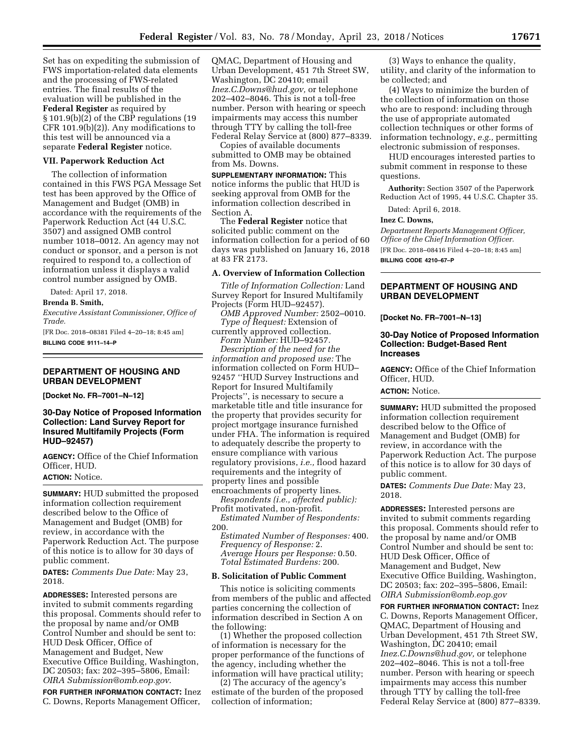Set has on expediting the submission of FWS importation-related data elements and the processing of FWS-related entries. The final results of the evaluation will be published in the **Federal Register** as required by § 101.9(b)(2) of the CBP regulations (19 CFR 101.9(b)(2)). Any modifications to this test will be announced via a separate **Federal Register** notice.

### VII. Paperwork Reduction Act

The collection of information contained in this FWS PGA Message Set test has been approved by the Office of Management and Budget (OMB) in accordance with the requirements of the Paperwork Reduction Act (44 U.S.C. 3507) and assigned OMB control number 1018–0012. An agency may not conduct or sponsor, and a person is not required to respond to, a collection of information unless it displays a valid control number assigned by OMB.

Dated: April 17, 2018.

**Brenda B. Smith,**

*Executive Assistant Commissioner, Office of Trade.*

[FR Doc. 2018–08381 Filed 4–20–18; 8:45 am]

**BILLING CODE 9111–14–P**

---

## DEPARTMENT OF HOUSING AND URBAN DEVELOPMENT

**[Docket No. FR–7001–N–12]**

## 30-Day Notice of Proposed Information Collection: Land Survey Report for Insured Multifamily Projects (Form HUD–92457)

**AGENCY:** Office of the Chief Information Officer, HUD.

**ACTION:** Notice.

**SUMMARY:** HUD submitted the proposed information collection requirement described below to the Office of Management and Budget (OMB) for review, in accordance with the Paperwork Reduction Act. The purpose of this notice is to allow for 30 days of public comment.

**DATES:** *Comments Due Date:* May 23, 2018.

**ADDRESSES:** Interested persons are invited to submit comments regarding this proposal. Comments should refer to the proposal by name and/or OMB Control Number and should be sent to: HUD Desk Officer, Office of Management and Budget, New Executive Office Building, Washington, DC 20503; fax: 202–395–5806, Email: *OIRA Submission@omb.eop.gov*.

**FOR FURTHER INFORMATION CONTACT:** Inez C. Downs, Reports Management Officer, QMAC, Department of Housing and Urban Development, 451 7th Street SW, Washington, DC 20410; email *Inez.C.Downs@hud.gov,* or telephone 202–402–8046. This is not a toll-free number. Person with hearing or speech impairments may access this number through TTY by calling the toll-free Federal Relay Service at (800) 877–8339.

Copies of available documents submitted to OMB may be obtained from Ms. Downs.

**SUPPLEMENTARY INFORMATION:** This notice informs the public that HUD is seeking approval from OMB for the information collection described in Section A.

The **Federal Register** notice that solicited public comment on the information collection for a period of 60 days was published on January 16, 2018 at 83 FR 2173.

### A. Overview of Information Collection

*Title of Information Collection:* Land Survey Report for Insured Multifamily Projects (Form HUD–92457).

*OMB Approved Number:* 2502–0010.

*Type of Request:* Extension of currently approved collection.

*Form Number:* HUD–92457.

*Description of the need for the information and proposed use:* The information collected on Form HUD–92457 ''HUD Survey Instructions and Report for Insured Multifamily Projects'', is necessary to secure a marketable title and title insurance for the property that provides security for project mortgage insurance furnished under FHA. The information is required to adequately describe the property to ensure compliance with various regulatory provisions, *i.e.,* flood hazard requirements and the integrity of property lines and possible encroachments of property lines.

*Respondents (i.e., affected public):* Profit motivated, non-profit.

*Estimated Number of Respondents:* 200.

*Estimated Number of Responses:* 400.

*Frequency of Response:* 2.

*Average Hours per Response:* 0.50.

*Total Estimated Burdens:* 200.

### B. Solicitation of Public Comment

This notice is soliciting comments from members of the public and affected parties concerning the collection of information described in Section A on the following:

(1) Whether the proposed collection of information is necessary for the proper performance of the functions of the agency, including whether the information will have practical utility;

(2) The accuracy of the agency's estimate of the burden of the proposed collection of information;

(3) Ways to enhance the quality, utility, and clarity of the information to be collected; and

(4) Ways to minimize the burden of the collection of information on those who are to respond: including through the use of appropriate automated collection techniques or other forms of information technology, *e.g.,* permitting electronic submission of responses.

HUD encourages interested parties to submit comment in response to these questions.

**Authority:** Section 3507 of the Paperwork Reduction Act of 1995, 44 U.S.C. Chapter 35.

Dated: April 6, 2018.

**Inez C. Downs,**

*Department Reports Management Officer, Office of the Chief Information Officer.*

[FR Doc. 2018–08416 Filed 4–20–18; 8:45 am]

**BILLING CODE 4210–67–P**

---

## DEPARTMENT OF HOUSING AND URBAN DEVELOPMENT

**[Docket No. FR–7001–N–13]**

## 30-Day Notice of Proposed Information Collection: Budget-Based Rent Increases

**AGENCY:** Office of the Chief Information Officer, HUD.

**ACTION:** Notice.

**SUMMARY:** HUD submitted the proposed information collection requirement described below to the Office of Management and Budget (OMB) for review, in accordance with the Paperwork Reduction Act. The purpose of this notice is to allow for 30 days of public comment.

**DATES:** *Comments Due Date:* May 23, 2018.

**ADDRESSES:** Interested persons are invited to submit comments regarding this proposal. Comments should refer to the proposal by name and/or OMB Control Number and should be sent to: HUD Desk Officer, Office of Management and Budget, New Executive Office Building, Washington, DC 20503; fax: 202–395–5806, Email: *OIRA Submission@omb.eop.gov*

**FOR FURTHER INFORMATION CONTACT:** Inez C. Downs, Reports Management Officer, QMAC, Department of Housing and Urban Development, 451 7th Street SW, Washington, DC 20410; email *Inez.C.Downs@hud.gov,* or telephone 202–402–8046. This is not a toll-free number. Person with hearing or speech impairments may access this number through TTY by calling the toll-free Federal Relay Service at (800) 877–8339.